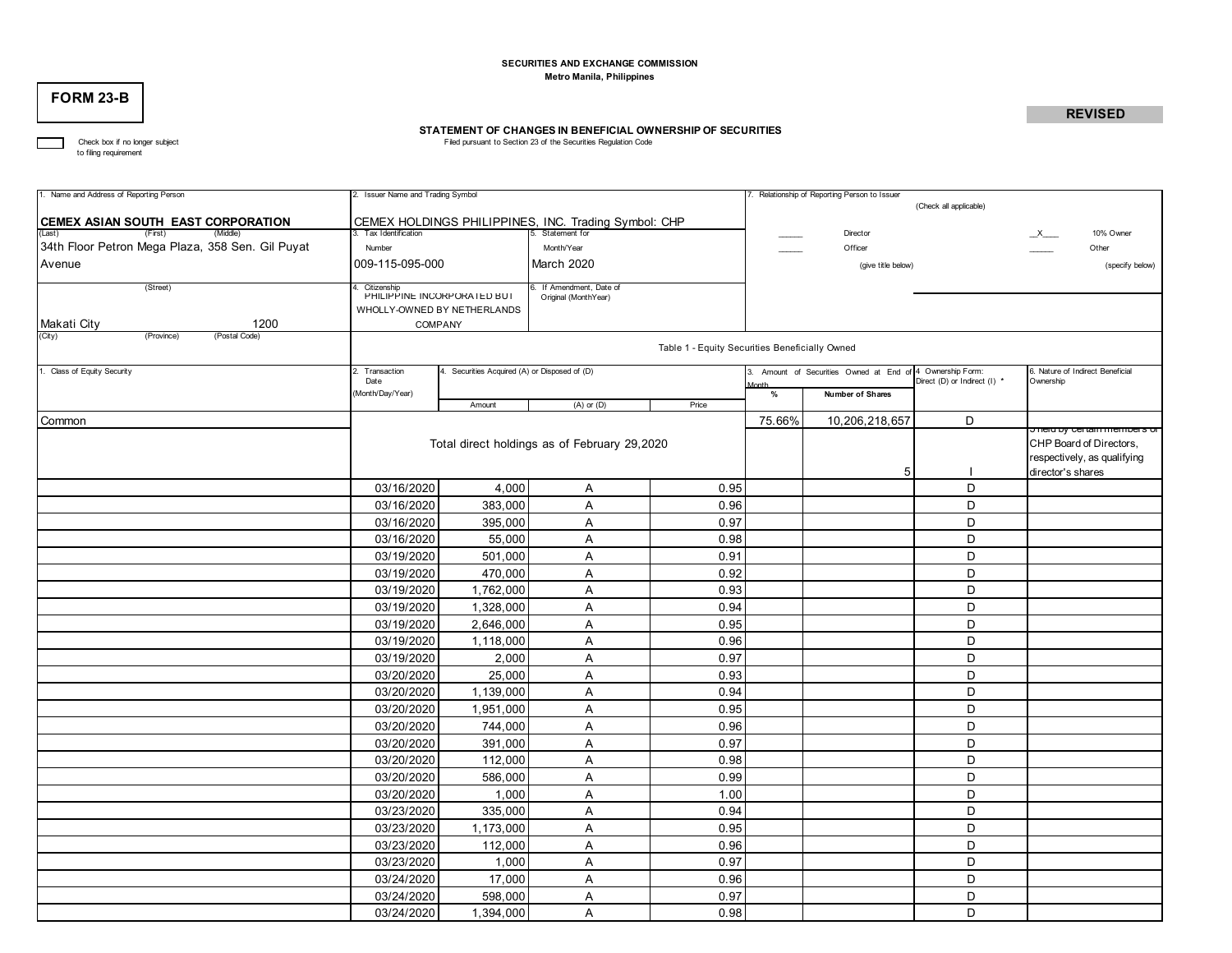SECURITIES AND EXCHANGE COMMISSION
Metro Manila, Philippines

# FORM 23-B

**REVISED**

## STATEMENT OF CHANGES IN BENEFICIAL OWNERSHIP OF SECURITIES

Filed pursuant to Section 23 of the Securities Regulation Code

☐ Check box if no longer subject to filing requirement

| 1. Name and Address of Reporting Person | 2. Issuer Name and Trading Symbol | | 7. Relationship of Reporting Person to Issuer (Check all applicable) |
|---|---|---|---|
| **CEMEX ASIAN SOUTH EAST CORPORATION** (Last) (First) (Middle) | CEMEX HOLDINGS PHILIPPINES, INC. Trading Symbol: CHP | | _____ Director; __X___ 10% Owner |
| 34th Floor Petron Mega Plaza, 358 Sen. Gil Puyat Avenue (Street) | 3. Tax Identification Number: 009-115-095-000 | 5. Statement for Month/Year: March 2020 | _____ Officer (give title below); _____ Other (specify below) |
| Makati City 1200 (City) (Province) (Postal Code) | 4. Citizenship: PHILIPPINE INCORPORATED BUT WHOLLY-OWNED BY NETHERLANDS COMPANY | 6. If Amendment, Date of Original (MonthYear) | |

Table 1 - Equity Securities Beneficially Owned

| 1. Class of Equity Security | 2. Transaction Date (Month/Day/Year) | 4. Securities Acquired (A) or Disposed of (D) Amount | (A) or (D) | Price | 3. Amount of Securities Owned at End of Month % | Number of Shares | 4 Ownership Form: Direct (D) or Indirect (I) * | 6. Nature of Indirect Beneficial Ownership |
|---|---|---|---|---|---|---|---|---|
| Common | | | | | 75.66% | 10,206,218,657 | D | |
| | Total direct holdings as of February 29,2020 | | | | | 5 | I | 5 held by certain members of CHP Board of Directors, respectively, as qualifying director's shares |
| | 03/16/2020 | 4,000 | A | 0.95 | | | D | |
| | 03/16/2020 | 383,000 | A | 0.96 | | | D | |
| | 03/16/2020 | 395,000 | A | 0.97 | | | D | |
| | 03/16/2020 | 55,000 | A | 0.98 | | | D | |
| | 03/19/2020 | 501,000 | A | 0.91 | | | D | |
| | 03/19/2020 | 470,000 | A | 0.92 | | | D | |
| | 03/19/2020 | 1,762,000 | A | 0.93 | | | D | |
| | 03/19/2020 | 1,328,000 | A | 0.94 | | | D | |
| | 03/19/2020 | 2,646,000 | A | 0.95 | | | D | |
| | 03/19/2020 | 1,118,000 | A | 0.96 | | | D | |
| | 03/19/2020 | 2,000 | A | 0.97 | | | D | |
| | 03/20/2020 | 25,000 | A | 0.93 | | | D | |
| | 03/20/2020 | 1,139,000 | A | 0.94 | | | D | |
| | 03/20/2020 | 1,951,000 | A | 0.95 | | | D | |
| | 03/20/2020 | 744,000 | A | 0.96 | | | D | |
| | 03/20/2020 | 391,000 | A | 0.97 | | | D | |
| | 03/20/2020 | 112,000 | A | 0.98 | | | D | |
| | 03/20/2020 | 586,000 | A | 0.99 | | | D | |
| | 03/20/2020 | 1,000 | A | 1.00 | | | D | |
| | 03/23/2020 | 335,000 | A | 0.94 | | | D | |
| | 03/23/2020 | 1,173,000 | A | 0.95 | | | D | |
| | 03/23/2020 | 112,000 | A | 0.96 | | | D | |
| | 03/23/2020 | 1,000 | A | 0.97 | | | D | |
| | 03/24/2020 | 17,000 | A | 0.96 | | | D | |
| | 03/24/2020 | 598,000 | A | 0.97 | | | D | |
| | 03/24/2020 | 1,394,000 | A | 0.98 | | | D | |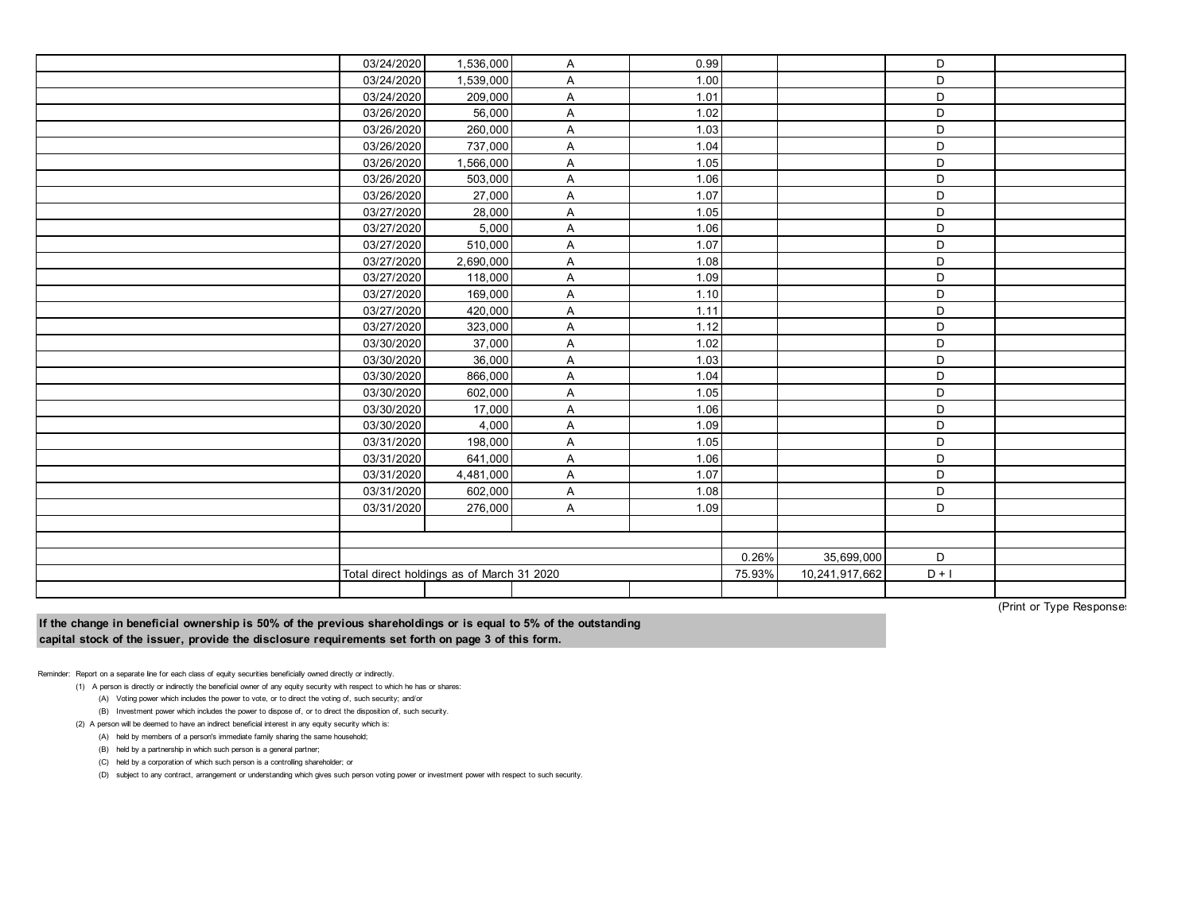| | | | | | | | | |
|---|---|---|---|---|---|---|---|---|
| | 03/24/2020 | 1,536,000 | A | 0.99 | | | D | |
| | 03/24/2020 | 1,539,000 | A | 1.00 | | | D | |
| | 03/24/2020 | 209,000 | A | 1.01 | | | D | |
| | 03/26/2020 | 56,000 | A | 1.02 | | | D | |
| | 03/26/2020 | 260,000 | A | 1.03 | | | D | |
| | 03/26/2020 | 737,000 | A | 1.04 | | | D | |
| | 03/26/2020 | 1,566,000 | A | 1.05 | | | D | |
| | 03/26/2020 | 503,000 | A | 1.06 | | | D | |
| | 03/26/2020 | 27,000 | A | 1.07 | | | D | |
| | 03/27/2020 | 28,000 | A | 1.05 | | | D | |
| | 03/27/2020 | 5,000 | A | 1.06 | | | D | |
| | 03/27/2020 | 510,000 | A | 1.07 | | | D | |
| | 03/27/2020 | 2,690,000 | A | 1.08 | | | D | |
| | 03/27/2020 | 118,000 | A | 1.09 | | | D | |
| | 03/27/2020 | 169,000 | A | 1.10 | | | D | |
| | 03/27/2020 | 420,000 | A | 1.11 | | | D | |
| | 03/27/2020 | 323,000 | A | 1.12 | | | D | |
| | 03/30/2020 | 37,000 | A | 1.02 | | | D | |
| | 03/30/2020 | 36,000 | A | 1.03 | | | D | |
| | 03/30/2020 | 866,000 | A | 1.04 | | | D | |
| | 03/30/2020 | 602,000 | A | 1.05 | | | D | |
| | 03/30/2020 | 17,000 | A | 1.06 | | | D | |
| | 03/30/2020 | 4,000 | A | 1.09 | | | D | |
| | 03/31/2020 | 198,000 | A | 1.05 | | | D | |
| | 03/31/2020 | 641,000 | A | 1.06 | | | D | |
| | 03/31/2020 | 4,481,000 | A | 1.07 | | | D | |
| | 03/31/2020 | 602,000 | A | 1.08 | | | D | |
| | 03/31/2020 | 276,000 | A | 1.09 | | | D | |
| | | | | | | | | |
| | | | | | | | | |
| | | | | | 0.26% | 35,699,000 | D | |
| | Total direct holdings as of March 31 2020 | | | | 75.93% | 10,241,917,662 | D + I | |
| | | | | | | | | |

(Print or Type Responses)

**If the change in beneficial ownership is 50% of the previous shareholdings or is equal to 5% of the outstanding capital stock of the issuer, provide the disclosure requirements set forth on page 3 of this form.**

Reminder: Report on a separate line for each class of equity securities beneficially owned directly or indirectly.

(1) A person is directly or indirectly the beneficial owner of any equity security with respect to which he has or shares:

(A) Voting power which includes the power to vote, or to direct the voting of, such security; and/or

(B) Investment power which includes the power to dispose of, or to direct the disposition of, such security.

(2) A person will be deemed to have an indirect beneficial interest in any equity security which is:

(A) held by members of a person's immediate family sharing the same household;

(B) held by a partnership in which such person is a general partner;

(C) held by a corporation of which such person is a controlling shareholder; or

(D) subject to any contract, arrangement or understanding which gives such person voting power or investment power with respect to such security.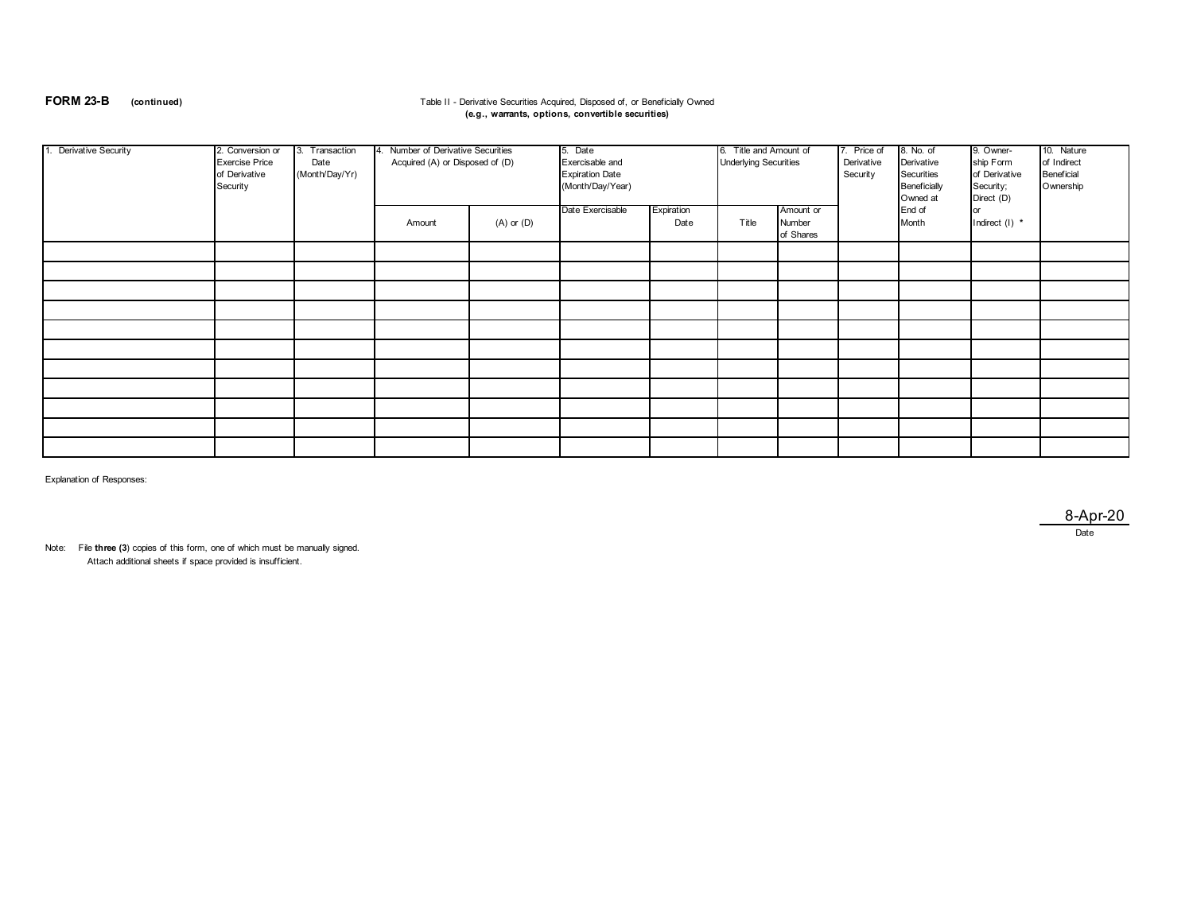**FORM 23-B** **(continued)**

Table II - Derivative Securities Acquired, Disposed of, or Beneficially Owned
**(e.g., warrants, options, convertible securities)**

| 1. Derivative Security | 2. Conversion or Exercise Price of Derivative Security | 3. Transaction Date (Month/Day/Yr) | 4. Number of Derivative Securities Acquired (A) or Disposed of (D) | | 5. Date Exercisable and Expiration Date (Month/Day/Year) | | 6. Title and Amount of Underlying Securities | | 7. Price of Derivative Security | 8. No. of Derivative Securities Beneficially Owned at End of Month | 9. Owner-ship Form of Derivative Security; Direct (D) or Indirect (I) * | 10. Nature of Indirect Beneficial Ownership |
|---|---|---|---|---|---|---|---|---|---|---|---|---|
| | | | Amount | (A) or (D) | Date Exercisable | Expiration Date | Title | Amount or Number of Shares | | | | |
| | | | | | | | | | | | | |
| | | | | | | | | | | | | |
| | | | | | | | | | | | | |
| | | | | | | | | | | | | |
| | | | | | | | | | | | | |
| | | | | | | | | | | | | |
| | | | | | | | | | | | | |
| | | | | | | | | | | | | |
| | | | | | | | | | | | | |
| | | | | | | | | | | | | |
| | | | | | | | | | | | | |

Explanation of Responses:

8-Apr-20
Date

Note: File **three (3)** copies of this form, one of which must be manually signed.
Attach additional sheets if space provided is insufficient.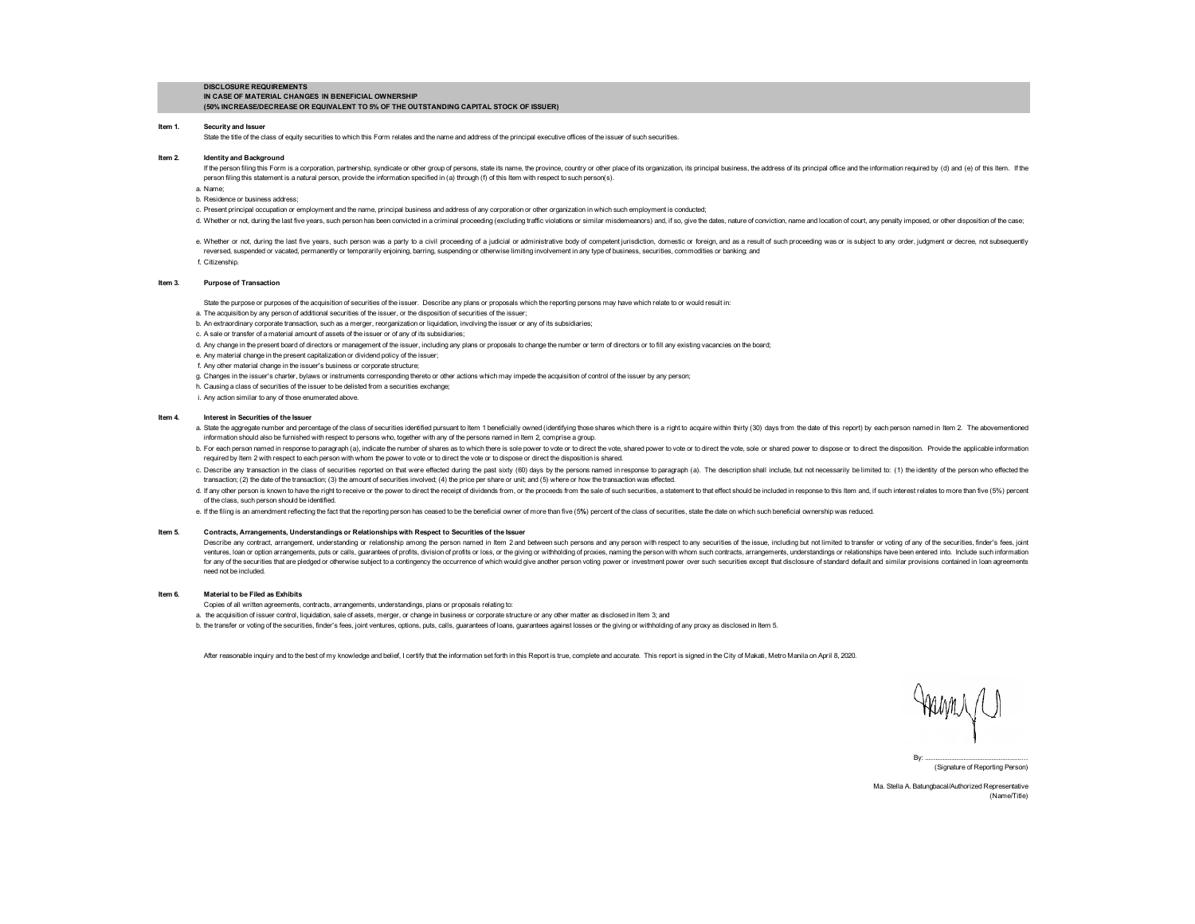**DISCLOSURE REQUIREMENTS**
**IN CASE OF MATERIAL CHANGES IN BENEFICIAL OWNERSHIP**
**(50% INCREASE/DECREASE OR EQUIVALENT TO 5% OF THE OUTSTANDING CAPITAL STOCK OF ISSUER)**

**Item 1. Security and Issuer**

State the title of the class of equity securities to which this Form relates and the name and address of the principal executive offices of the issuer of such securities.

**Item 2. Identity and Background**

If the person filing this Form is a corporation, partnership, syndicate or other group of persons, state its name, the province, country or other place of its organization, its principal business, the address of its principal office and the information required by (d) and (e) of this Item. If the person filing this statement is a natural person, provide the information specified in (a) through (f) of this Item with respect to such person(s).

a. Name;
b. Residence or business address;
c. Present principal occupation or employment and the name, principal business and address of any corporation or other organization in which such employment is conducted;
d. Whether or not, during the last five years, such person has been convicted in a criminal proceeding (excluding traffic violations or similar misdemeanors) and, if so, give the dates, nature of conviction, name and location of court, any penalty imposed, or other disposition of the case;
e. Whether or not, during the last five years, such person was a party to a civil proceeding of a judicial or administrative body of competent jurisdiction, domestic or foreign, and as a result of such proceeding was or is subject to any order, judgment or decree, not subsequently reversed, suspended or vacated, permanently or temporarily enjoining, barring, suspending or otherwise limiting involvement in any type of business, securities, commodities or banking; and
f. Citizenship.

**Item 3. Purpose of Transaction**

State the purpose or purposes of the acquisition of securities of the issuer. Describe any plans or proposals which the reporting persons may have which relate to or would result in:

a. The acquisition by any person of additional securities of the issuer, or the disposition of securities of the issuer;
b. An extraordinary corporate transaction, such as a merger, reorganization or liquidation, involving the issuer or any of its subsidiaries;
c. A sale or transfer of a material amount of assets of the issuer or of any of its subsidiaries;
d. Any change in the present board of directors or management of the issuer, including any plans or proposals to change the number or term of directors or to fill any existing vacancies on the board;
e. Any material change in the present capitalization or dividend policy of the issuer;
f. Any other material change in the issuer's business or corporate structure;
g. Changes in the issuer's charter, bylaws or instruments corresponding thereto or other actions which may impede the acquisition of control of the issuer by any person;
h. Causing a class of securities of the issuer to be delisted from a securities exchange;
i. Any action similar to any of those enumerated above.

**Item 4. Interest in Securities of the Issuer**

a. State the aggregate number and percentage of the class of securities identified pursuant to Item 1 beneficially owned (identifying those shares which there is a right to acquire within thirty (30) days from the date of this report) by each person named in Item 2. The abovementioned information should also be furnished with respect to persons who, together with any of the persons named in Item 2, comprise a group.
b. For each person named in response to paragraph (a), indicate the number of shares as to which there is sole power to vote or to direct the vote, shared power to vote or to direct the vote, sole or shared power to dispose or to direct the disposition. Provide the applicable information required by Item 2 with respect to each person with whom the power to vote or to direct the vote or to dispose or direct the disposition is shared.
c. Describe any transaction in the class of securities reported on that were effected during the past sixty (60) days by the persons named in response to paragraph (a). The description shall include, but not necessarily be limited to: (1) the identity of the person who effected the transaction; (2) the date of the transaction; (3) the amount of securities involved; (4) the price per share or unit; and (5) where or how the transaction was effected.
d. If any other person is known to have the right to receive or the power to direct the receipt of dividends from, or the proceeds from the sale of such securities, a statement to that effect should be included in response to this Item and, if such interest relates to more than five (5%) percent of the class, such person should be identified.
e. If the filing is an amendment reflecting the fact that the reporting person has ceased to be the beneficial owner of more than five (5%) percent of the class of securities, state the date on which such beneficial ownership was reduced.

**Item 5. Contracts, Arrangements, Understandings or Relationships with Respect to Securities of the Issuer**

Describe any contract, arrangement, understanding or relationship among the person named in Item 2 and between such persons and any person with respect to any securities of the issue, including but not limited to transfer or voting of any of the securities, finder's fees, joint ventures, loan or option arrangements, puts or calls, guarantees of profits, division of profits or loss, or the giving or withholding of proxies, naming the person with whom such contracts, arrangements, understandings or relationships have been entered into. Include such information for any of the securities that are pledged or otherwise subject to a contingency the occurrence of which would give another person voting power or investment power over such securities except that disclosure of standard default and similar provisions contained in loan agreements need not be included.

**Item 6. Material to be Filed as Exhibits**

Copies of all written agreements, contracts, arrangements, understandings, plans or proposals relating to:

a. the acquisition of issuer control, liquidation, sale of assets, merger, or change in business or corporate structure or any other matter as disclosed in Item 3; and
b. the transfer or voting of the securities, finder's fees, joint ventures, options, puts, calls, guarantees of loans, guarantees against losses or the giving or withholding of any proxy as disclosed in Item 5.

After reasonable inquiry and to the best of my knowledge and belief, I certify that the information set forth in this Report is true, complete and accurate. This report is signed in the City of Makati, Metro Manila on April 8, 2020.

By: ..........................................................
(Signature of Reporting Person)

Ma. Stella A. Batungbacal/Authorized Representative
(Name/Title)